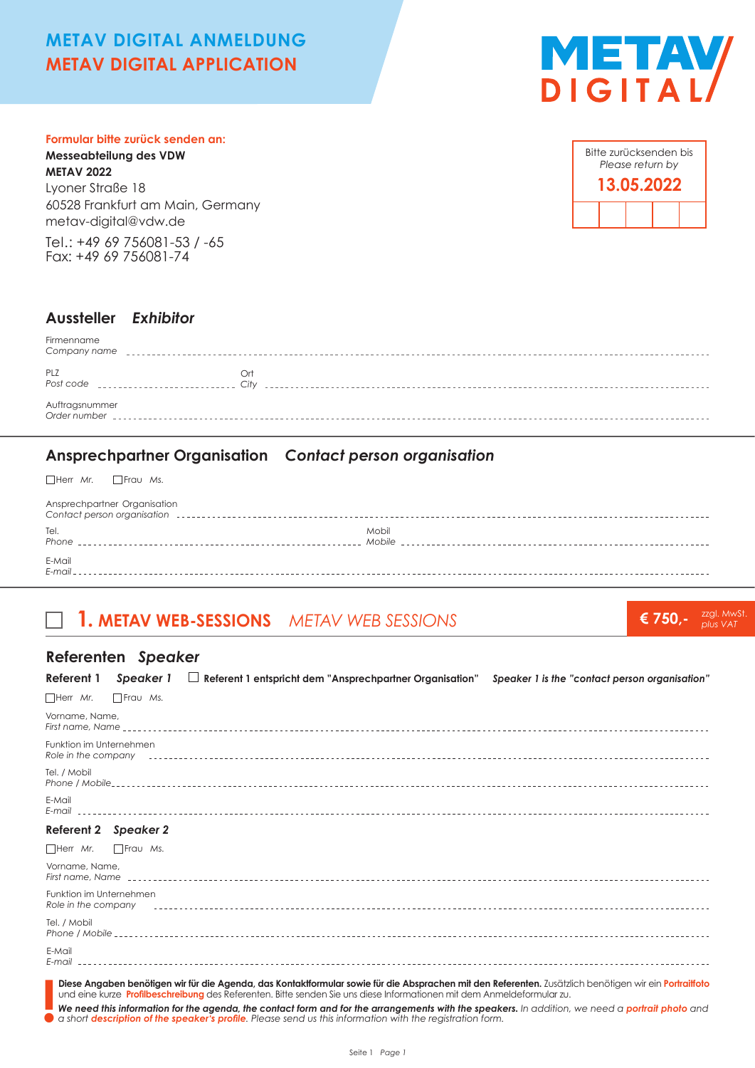# METAV DIGITAL ANMELDUNG
# METAV DIGITAL APPLICATION

METAV DIGITAL

**Formular bitte zurück senden an:**
**Messeabteilung des VDW**
**METAV 2022**
Lyoner Straße 18
60528 Frankfurt am Main, Germany
metav-digital@vdw.de
Tel.: +49 69 756081-53 / -65
Fax: +49 69 756081-74

Bitte zurücksenden bis
*Please return by*
**13.05.2022**

## Aussteller *Exhibitor*

Firmenname
*Company name* ________________________________

PLZ
*Post code* ____________ Ort
*City* ____________________

Auftragsnummer
*Order number* ________________________________

## Ansprechpartner Organisation *Contact person organisation*

☐ Herr *Mr.* ☐ Frau *Ms.*

Ansprechpartner Organisation
*Contact person organisation* ________________________________

Tel.
*Phone* ____________________ Mobil
*Mobile* ____________________

E-Mail
*E-mail* ________________________________

## ☐ 1. METAV WEB-SESSIONS *METAV WEB SESSIONS*

**€ 750,-** zzgl. MwSt. *plus VAT*

### Referenten *Speaker*

**Referent 1** ***Speaker 1*** ☐ **Referent 1 entspricht dem "Ansprechpartner Organisation"** ***Speaker 1 is the "contact person organisation"***

☐ Herr *Mr.* ☐ Frau *Ms.*

Vorname, Name,
*First name, Name* ________________________________

Funktion im Unternehmen
*Role in the company* ________________________________

Tel. / Mobil
*Phone / Mobile* ________________________________

E-Mail
*E-mail* ________________________________

**Referent 2** ***Speaker 2***

☐ Herr *Mr.* ☐ Frau *Ms.*

Vorname, Name,
*First name, Name* ________________________________

Funktion im Unternehmen
*Role in the company* ________________________________

Tel. / Mobil
*Phone / Mobile* ________________________________

E-Mail
*E-mail* ________________________________

**Diese Angaben benötigen wir für die Agenda, das Kontaktformular sowie für die Absprachen mit den Referenten.** Zusätzlich benötigen wir ein **Portraitfoto** und eine kurze **Profilbeschreibung** des Referenten. Bitte senden Sie uns diese Informationen mit dem Anmeldeformular zu.

***We need this information for the agenda, the contact form and for the arrangements with the speakers.*** *In addition, we need a* ***portrait photo*** *and a short* ***description of the speaker's profile****. Please send us this information with the registration form.*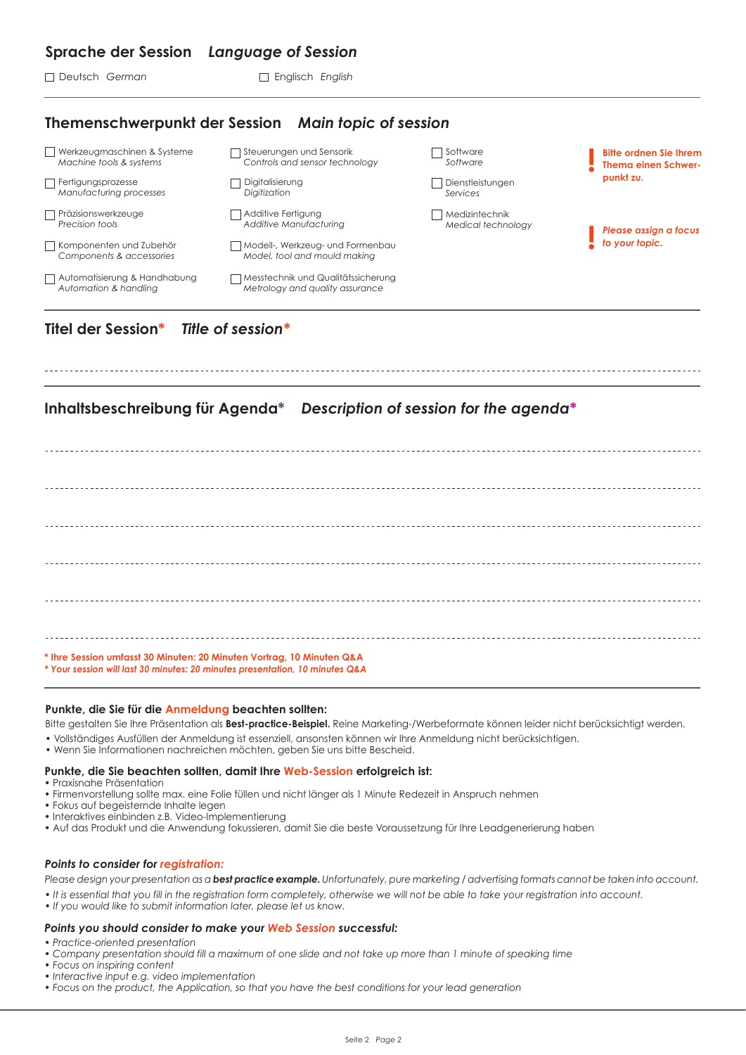## Sprache der Session *Language of Session*

☐ Deutsch *German* ☐ Englisch *English*

## Themenschwerpunkt der Session *Main topic of session*

- ☐ Werkzeugmaschinen & Systeme *Machine tools & systems*
- ☐ Fertigungsprozesse *Manufacturing processes*
- ☐ Präzisionswerkzeuge *Precision tools*
- ☐ Komponenten und Zubehör *Components & accessories*
- ☐ Automatisierung & Handhabung *Automation & handling*
- ☐ Steuerungen und Sensorik *Controls and sensor technology*
- ☐ Digitalisierung *Digitization*
- ☐ Additive Fertigung *Additive Manufacturing*
- ☐ Modell-, Werkzeug- und Formenbau *Model, tool and mould making*
- ☐ Messtechnik und Qualitätssicherung *Metrology and quality assurance*
- ☐ Software *Software*
- ☐ Dienstleistungen *Services*
- ☐ Medizintechnik *Medical technology*

**! Bitte ordnen Sie Ihrem Thema einen Schwerpunkt zu.**

***! Please assign a focus to your topic.***

## Titel der Session* *Title of session**

---

## Inhaltsbeschreibung für Agenda* *Description of session for the agenda**

---

---

---

---

---

---

**\* Ihre Session umfasst 30 Minuten: 20 Minuten Vortrag, 10 Minuten Q&A**

***\* Your session will last 30 minutes: 20 minutes presentation, 10 minutes Q&A***

### Punkte, die Sie für die Anmeldung beachten sollten:

Bitte gestalten Sie Ihre Präsentation als **Best-practice-Beispiel.** Reine Marketing-/Werbeformate können leider nicht berücksichtigt werden.

- Vollständiges Ausfüllen der Anmeldung ist essenziell, ansonsten können wir Ihre Anmeldung nicht berücksichtigen.
- Wenn Sie Informationen nachreichen möchten, geben Sie uns bitte Bescheid.

### Punkte, die Sie beachten sollten, damit Ihre Web-Session erfolgreich ist:

- Praxisnahe Präsentation
- Firmenvorstellung sollte max. eine Folie füllen und nicht länger als 1 Minute Redezeit in Anspruch nehmen
- Fokus auf begeisternde Inhalte legen
- Interaktives einbinden z.B. Video-Implementierung
- Auf das Produkt und die Anwendung fokussieren, damit Sie die beste Voraussetzung für Ihre Leadgenerierung haben

### *Points to consider for registration:*

*Please design your presentation as a **best practice example.** Unfortunately, pure marketing / advertising formats cannot be taken into account.*

- *It is essential that you fill in the registration form completely, otherwise we will not be able to take your registration into account.*
- *If you would like to submit information later, please let us know.*

### *Points you should consider to make your Web Session successful:*

- *Practice-oriented presentation*
- *Company presentation should fill a maximum of one slide and not take up more than 1 minute of speaking time*
- *Focus on inspiring content*
- *Interactive input e.g. video implementation*
- *Focus on the product, the Application, so that you have the best conditions for your lead generation*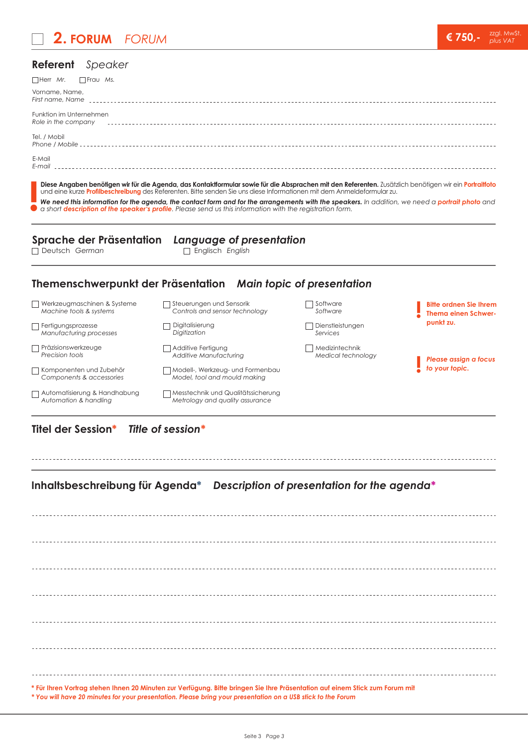## ☐ 2. FORUM *FORUM*

**€ 750,-** zzgl. MwSt. *plus VAT*

### Referent *Speaker*

☐ Herr *Mr.* ☐ Frau *Ms.*

Vorname, Name,
*First name, Name* ----------------------------------------

Funktion im Unternehmen
*Role in the company* ----------------------------------------

Tel. / Mobil
*Phone / Mobile* ----------------------------------------

E-Mail
*E-mail* ----------------------------------------

**Diese Angaben benötigen wir für die Agenda, das Kontaktformular sowie für die Absprachen mit den Referenten.** Zusätzlich benötigen wir ein **Portraitfoto** und eine kurze **Profilbeschreibung** des Referenten. Bitte senden Sie uns diese Informationen mit dem Anmeldeformular zu.

***We need this information for the agenda, the contact form and for the arrangements with the speakers.*** *In addition, we need a **portrait photo** and a short **description of the speaker's profile**. Please send us this information with the registration form.*

### Sprache der Präsentation *Language of presentation*

☐ Deutsch *German* ☐ Englisch *English*

### Themenschwerpunkt der Präsentation *Main topic of presentation*

- ☐ Werkzeugmaschinen & Systeme *Machine tools & systems*
- ☐ Fertigungsprozesse *Manufacturing processes*
- ☐ Präzisionswerkzeuge *Precision tools*
- ☐ Komponenten und Zubehör *Components & accessories*
- ☐ Automatisierung & Handhabung *Automation & handling*
- ☐ Steuerungen und Sensorik *Controls and sensor technology*
- ☐ Digitalisierung *Digitization*
- ☐ Additive Fertigung *Additive Manufacturing*
- ☐ Modell-, Werkzeug- und Formenbau *Model, tool and mould making*
- ☐ Messtechnik und Qualitätssicherung *Metrology and quality assurance*
- ☐ Software *Software*
- ☐ Dienstleistungen *Services*
- ☐ Medizintechnik *Medical technology*

**! Bitte ordnen Sie Ihrem Thema einen Schwerpunkt zu.**

***! Please assign a focus to your topic.***

### Titel der Session* *Title of session**

----------------------------------------

### Inhaltsbeschreibung für Agenda* *Description of presentation for the agenda**

----------------------------------------

----------------------------------------

----------------------------------------

----------------------------------------

----------------------------------------

----------------------------------------

----------------------------------------

**\* Für Ihren Vortrag stehen Ihnen 20 Minuten zur Verfügung. Bitte bringen Sie Ihre Präsentation auf einem Stick zum Forum mit**

***\* You will have 20 minutes for your presentation. Please bring your presentation on a USB stick to the Forum***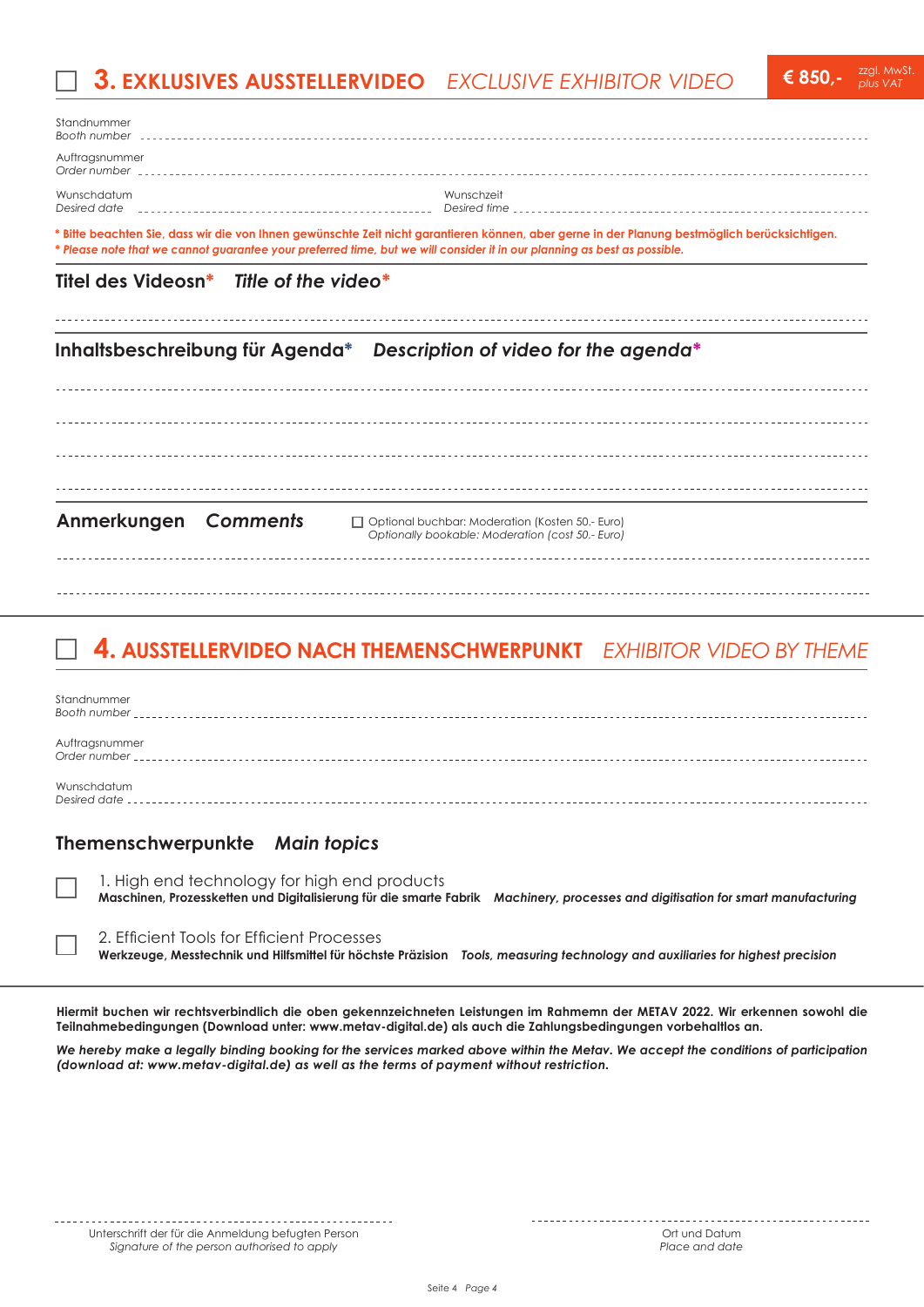## ☐ 3. EXKLUSIVES AUSSTELLERVIDEO *EXCLUSIVE EXHIBITOR VIDEO*

**€ 850,-** zzgl. MwSt. *plus VAT*

Standnummer
*Booth number* ____________________

Auftragsnummer
*Order number* ____________________

Wunschdatum
*Desired date* ____________________

Wunschzeit
*Desired time* ____________________

**\* Bitte beachten Sie, dass wir die von Ihnen gewünschte Zeit nicht garantieren können, aber gerne in der Planung bestmöglich berücksichtigen.**
***\* Please note that we cannot guarantee your preferred time, but we will consider it in our planning as best as possible.***

### Titel des Videosn* *Title of the video**

____________________

### Inhaltsbeschreibung für Agenda* *Description of video for the agenda**

____________________

____________________

____________________

____________________

### Anmerkungen *Comments*

☐ Optional buchbar: Moderation (Kosten 50.- Euro)
*Optionally bookable: Moderation (cost 50.- Euro)*

____________________

____________________

## ☐ 4. AUSSTELLERVIDEO NACH THEMENSCHWERPUNKT *EXHIBITOR VIDEO BY THEME*

Standnummer
*Booth number* ____________________

Auftragsnummer
*Order number* ____________________

Wunschdatum
*Desired date* ____________________

### Themenschwerpunkte *Main topics*

☐ 1. High end technology for high end products
**Maschinen, Prozessketten und Digitalisierung für die smarte Fabrik** ***Machinery, processes and digitisation for smart manufacturing***

☐ 2. Efficient Tools for Efficient Processes
**Werkzeuge, Messtechnik und Hilfsmittel für höchste Präzision** ***Tools, measuring technology and auxiliaries for highest precision***

**Hiermit buchen wir rechtsverbindlich die oben gekennzeichneten Leistungen im Rahmemn der METAV 2022. Wir erkennen sowohl die Teilnahmebedingungen (Download unter: www.metav-digital.de) als auch die Zahlungsbedingungen vorbehaltlos an.**

***We hereby make a legally binding booking for the services marked above within the Metav. We accept the conditions of participation (download at: www.metav-digital.de) as well as the terms of payment without restriction.***

____________________
Unterschrift der für die Anmeldung befugten Person
*Signature of the person authorised to apply*

____________________
Ort und Datum
*Place and date*